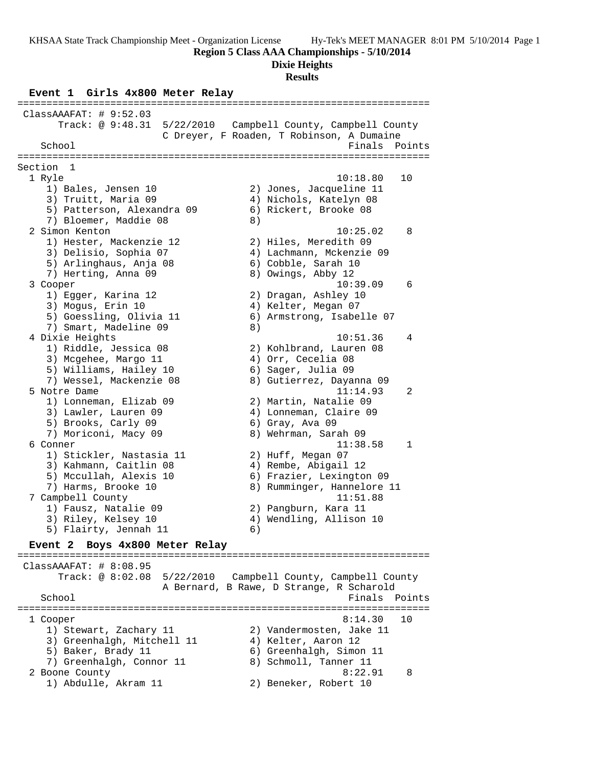# Region 5 Class AAA Championships - 5/10/2014

## Dixie Heights

### Results

**Event 1 Girls 4x800 Meter Relay**

```
=======================================================================
 ClassAAAFAT: # 9:52.03
      Track: @ 9:48.31  5/22/2010   Campbell County, Campbell County
                        C Dreyer, F Roaden, T Robinson, A Dumaine
    School                                               Finals  Points
=======================================================================
Section  1
  1 Ryle                                               10:18.80   10
     1) Bales, Jensen 10                2) Jones, Jacqueline 11
     3) Truitt, Maria 09                4) Nichols, Katelyn 08
     5) Patterson, Alexandra 09         6) Rickert, Brooke 08
     7) Bloemer, Maddie 08              8)
  2 Simon Kenton                                       10:25.02    8
     1) Hester, Mackenzie 12            2) Hiles, Meredith 09
     3) Delisio, Sophia 07              4) Lachmann, Mckenzie 09
     5) Arlinghaus, Anja 08             6) Cobble, Sarah 10
     7) Herting, Anna 09                8) Owings, Abby 12
  3 Cooper                                             10:39.09    6
     1) Egger, Karina 12                2) Dragan, Ashley 10
     3) Mogus, Erin 10                  4) Kelter, Megan 07
     5) Goessling, Olivia 11            6) Armstrong, Isabelle 07
     7) Smart, Madeline 09              8)
  4 Dixie Heights                                      10:51.36    4
     1) Riddle, Jessica 08              2) Kohlbrand, Lauren 08
     3) Mcgehee, Margo 11               4) Orr, Cecelia 08
     5) Williams, Hailey 10             6) Sager, Julia 09
     7) Wessel, Mackenzie 08            8) Gutierrez, Dayanna 09
  5 Notre Dame                                         11:14.93    2
     1) Lonneman, Elizab 09             2) Martin, Natalie 09
     3) Lawler, Lauren 09               4) Lonneman, Claire 09
     5) Brooks, Carly 09                6) Gray, Ava 09
     7) Moriconi, Macy 09               8) Wehrman, Sarah 09
  6 Conner                                             11:38.58    1
     1) Stickler, Nastasia 11           2) Huff, Megan 07
     3) Kahmann, Caitlin 08             4) Rembe, Abigail 12
     5) Mccullah, Alexis 10             6) Frazier, Lexington 09
     7) Harms, Brooke 10                8) Rumminger, Hannelore 11
  7 Campbell County                                    11:51.88
     1) Fausz, Natalie 09               2) Pangburn, Kara 11
     3) Riley, Kelsey 10                4) Wendling, Allison 10
     5) Flairty, Jennah 11              6)
```

**Event 2 Boys 4x800 Meter Relay**

```
=======================================================================
 ClassAAAFAT: # 8:08.95
      Track: @ 8:02.08  5/22/2010   Campbell County, Campbell County
                        A Bernard, B Rawe, D Strange, R Scharold
    School                                               Finals  Points
=======================================================================
  1 Cooper                                              8:14.30   10
     1) Stewart, Zachary 11             2) Vandermosten, Jake 11
     3) Greenhalgh, Mitchell 11         4) Kelter, Aaron 12
     5) Baker, Brady 11                 6) Greenhalgh, Simon 11
     7) Greenhalgh, Connor 11           8) Schmoll, Tanner 11
  2 Boone County                                        8:22.91    8
     1) Abdulle, Akram 11               2) Beneker, Robert 10
```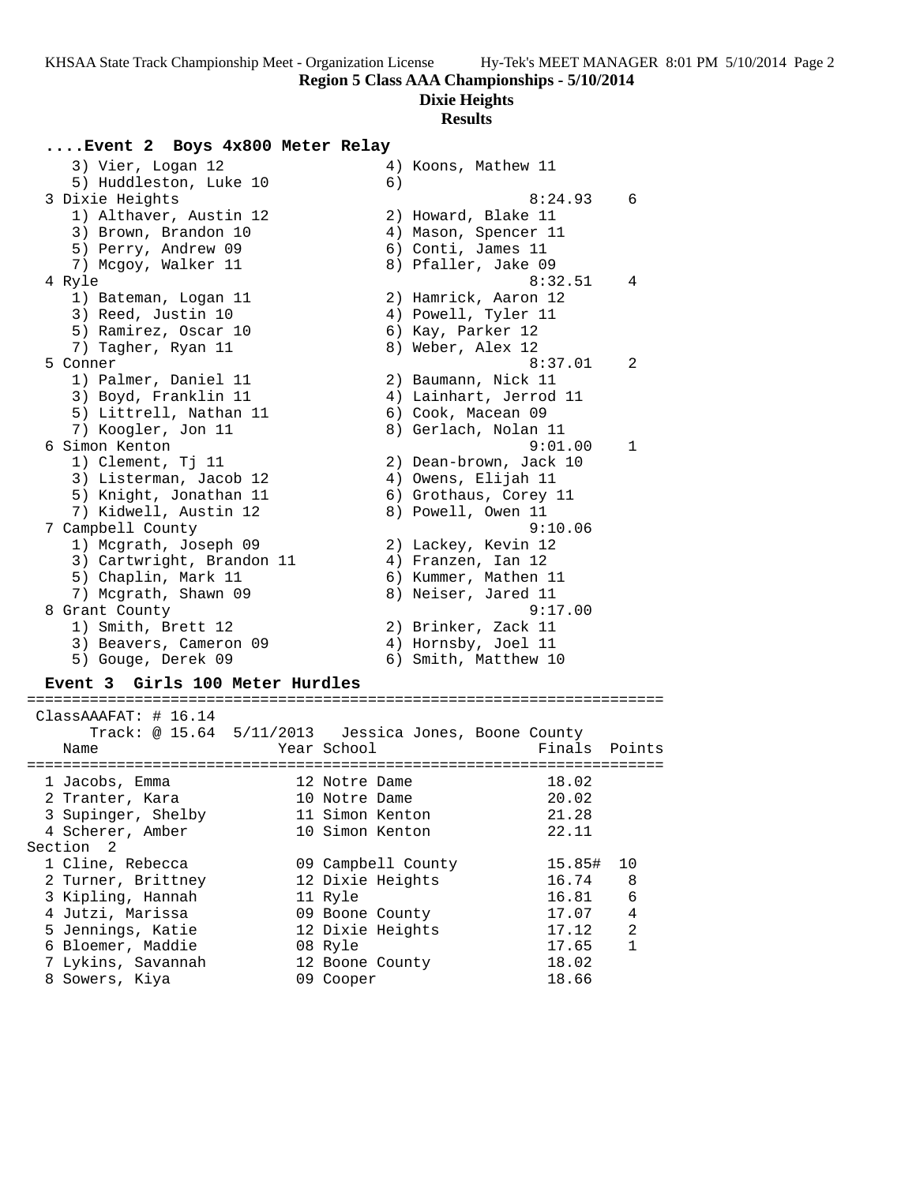## Region 5 Class AAA Championships - 5/10/2014

### Dixie Heights

### Results

#### ....Event 2 Boys 4x800 Meter Relay

```
   3) Vier, Logan 12                  4) Koons, Mathew 11
   5) Huddleston, Luke 10             6)
 3 Dixie Heights                                   8:24.93    6
   1) Althaver, Austin 12             2) Howard, Blake 11
   3) Brown, Brandon 10               4) Mason, Spencer 11
   5) Perry, Andrew 09                6) Conti, James 11
   7) Mcgoy, Walker 11                8) Pfaller, Jake 09
 4 Ryle                                            8:32.51    4
   1) Bateman, Logan 11               2) Hamrick, Aaron 12
   3) Reed, Justin 10                 4) Powell, Tyler 11
   5) Ramirez, Oscar 10               6) Kay, Parker 12
   7) Tagher, Ryan 11                 8) Weber, Alex 12
 5 Conner                                          8:37.01    2
   1) Palmer, Daniel 11               2) Baumann, Nick 11
   3) Boyd, Franklin 11               4) Lainhart, Jerrod 11
   5) Littrell, Nathan 11             6) Cook, Macean 09
   7) Koogler, Jon 11                 8) Gerlach, Nolan 11
 6 Simon Kenton                                    9:01.00    1
   1) Clement, Tj 11                  2) Dean-brown, Jack 10
   3) Listerman, Jacob 12             4) Owens, Elijah 11
   5) Knight, Jonathan 11             6) Grothaus, Corey 11
   7) Kidwell, Austin 12              8) Powell, Owen 11
 7 Campbell County                                 9:10.06
   1) Mcgrath, Joseph 09              2) Lackey, Kevin 12
   3) Cartwright, Brandon 11          4) Franzen, Ian 12
   5) Chaplin, Mark 11                6) Kummer, Mathen 11
   7) Mcgrath, Shawn 09               8) Neiser, Jared 11
 8 Grant County                                    9:17.00
   1) Smith, Brett 12                 2) Brinker, Zack 11
   3) Beavers, Cameron 09             4) Hornsby, Joel 11
   5) Gouge, Derek 09                 6) Smith, Matthew 10
```

#### Event 3 Girls 100 Meter Hurdles

```
=======================================================================
 ClassAAAFAT: # 16.14
      Track: @ 15.64  5/11/2013   Jessica Jones, Boone County
    Name                    Year School                  Finals  Points
=======================================================================
  1 Jacobs, Emma             12 Notre Dame                18.02
  2 Tranter, Kara            10 Notre Dame                20.02
  3 Supinger, Shelby         11 Simon Kenton              21.28
  4 Scherer, Amber           10 Simon Kenton              22.11
Section  2
  1 Cline, Rebecca           09 Campbell County           15.85#  10
  2 Turner, Brittney         12 Dixie Heights             16.74    8
  3 Kipling, Hannah          11 Ryle                      16.81    6
  4 Jutzi, Marissa           09 Boone County              17.07    4
  5 Jennings, Katie          12 Dixie Heights             17.12    2
  6 Bloemer, Maddie          08 Ryle                      17.65    1
  7 Lykins, Savannah         12 Boone County              18.02
  8 Sowers, Kiya             09 Cooper                    18.66
```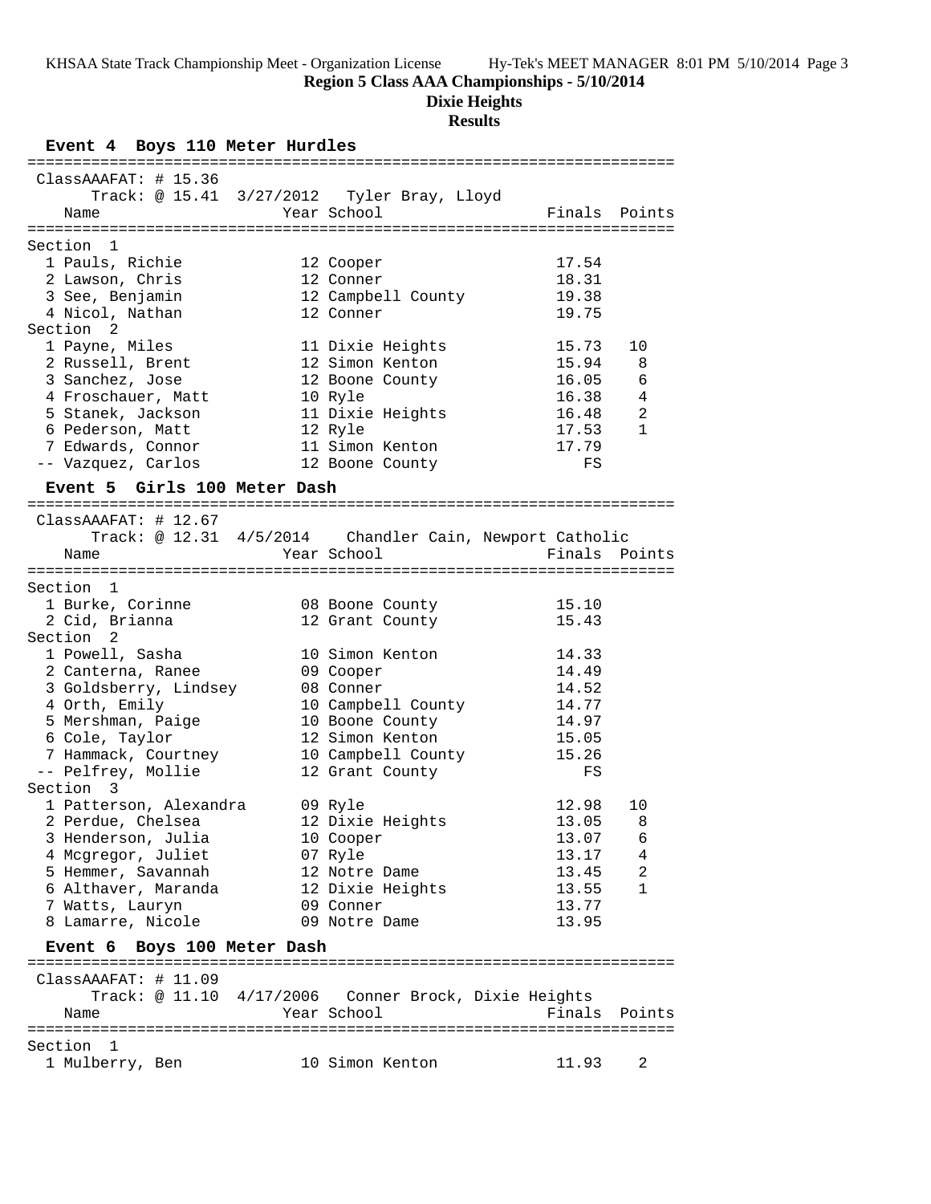## Region 5 Class AAA Championships - 5/10/2014

### Dixie Heights

### Results

#### Event 4 Boys 110 Meter Hurdles

ClassAAAFAT: # 15.36
Track: @ 15.41 3/27/2012 Tyler Bray, Lloyd

| Place | Name | Year | School | Finals | Points |
|---|---|---|---|---|---|
| **Section 1** | | | | | |
| 1 | Pauls, Richie | 12 | Cooper | 17.54 | |
| 2 | Lawson, Chris | 12 | Conner | 18.31 | |
| 3 | See, Benjamin | 12 | Campbell County | 19.38 | |
| 4 | Nicol, Nathan | 12 | Conner | 19.75 | |
| **Section 2** | | | | | |
| 1 | Payne, Miles | 11 | Dixie Heights | 15.73 | 10 |
| 2 | Russell, Brent | 12 | Simon Kenton | 15.94 | 8 |
| 3 | Sanchez, Jose | 12 | Boone County | 16.05 | 6 |
| 4 | Froschauer, Matt | 10 | Ryle | 16.38 | 4 |
| 5 | Stanek, Jackson | 11 | Dixie Heights | 16.48 | 2 |
| 6 | Pederson, Matt | 12 | Ryle | 17.53 | 1 |
| 7 | Edwards, Connor | 11 | Simon Kenton | 17.79 | |
| -- | Vazquez, Carlos | 12 | Boone County | FS | |

#### Event 5 Girls 100 Meter Dash

ClassAAAFAT: # 12.67
Track: @ 12.31 4/5/2014 Chandler Cain, Newport Catholic

| Place | Name | Year | School | Finals | Points |
|---|---|---|---|---|---|
| **Section 1** | | | | | |
| 1 | Burke, Corinne | 08 | Boone County | 15.10 | |
| 2 | Cid, Brianna | 12 | Grant County | 15.43 | |
| **Section 2** | | | | | |
| 1 | Powell, Sasha | 10 | Simon Kenton | 14.33 | |
| 2 | Canterna, Ranee | 09 | Cooper | 14.49 | |
| 3 | Goldsberry, Lindsey | 08 | Conner | 14.52 | |
| 4 | Orth, Emily | 10 | Campbell County | 14.77 | |
| 5 | Mershman, Paige | 10 | Boone County | 14.97 | |
| 6 | Cole, Taylor | 12 | Simon Kenton | 15.05 | |
| 7 | Hammack, Courtney | 10 | Campbell County | 15.26 | |
| -- | Pelfrey, Mollie | 12 | Grant County | FS | |
| **Section 3** | | | | | |
| 1 | Patterson, Alexandra | 09 | Ryle | 12.98 | 10 |
| 2 | Perdue, Chelsea | 12 | Dixie Heights | 13.05 | 8 |
| 3 | Henderson, Julia | 10 | Cooper | 13.07 | 6 |
| 4 | Mcgregor, Juliet | 07 | Ryle | 13.17 | 4 |
| 5 | Hemmer, Savannah | 12 | Notre Dame | 13.45 | 2 |
| 6 | Althaver, Maranda | 12 | Dixie Heights | 13.55 | 1 |
| 7 | Watts, Lauryn | 09 | Conner | 13.77 | |
| 8 | Lamarre, Nicole | 09 | Notre Dame | 13.95 | |

#### Event 6 Boys 100 Meter Dash

ClassAAAFAT: # 11.09
Track: @ 11.10 4/17/2006 Conner Brock, Dixie Heights

| Place | Name | Year | School | Finals | Points |
|---|---|---|---|---|---|
| **Section 1** | | | | | |
| 1 | Mulberry, Ben | 10 | Simon Kenton | 11.93 | 2 |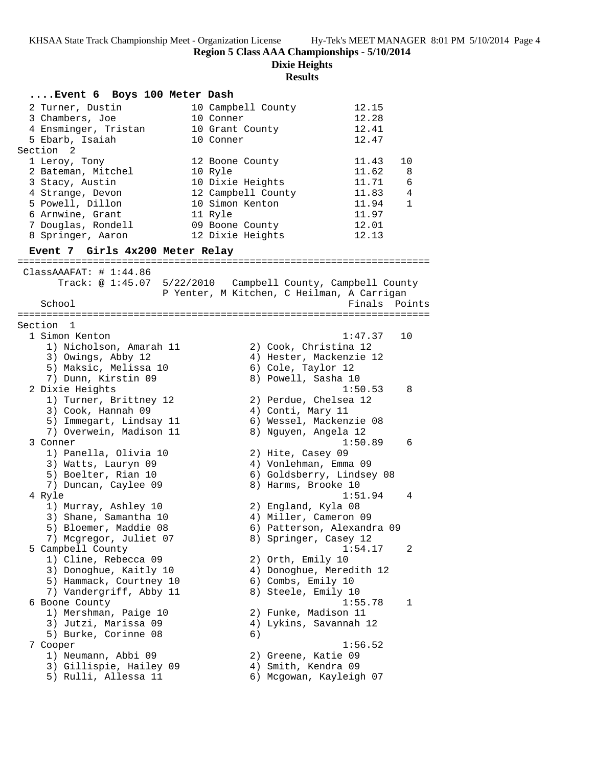**Region 5 Class AAA Championships - 5/10/2014**
**Dixie Heights**
**Results**

### ....Event 6 Boys 100 Meter Dash

| Place | Name | Year | School | Finals | Points |
|---|---|---|---|---|---|
| 2 | Turner, Dustin | 10 | Campbell County | 12.15 | |
| 3 | Chambers, Joe | 10 | Conner | 12.28 | |
| 4 | Ensminger, Tristan | 10 | Grant County | 12.41 | |
| 5 | Ebarb, Isaiah | 10 | Conner | 12.47 | |

Section 2

| Place | Name | Year | School | Finals | Points |
|---|---|---|---|---|---|
| 1 | Leroy, Tony | 12 | Boone County | 11.43 | 10 |
| 2 | Bateman, Mitchel | 10 | Ryle | 11.62 | 8 |
| 3 | Stacy, Austin | 10 | Dixie Heights | 11.71 | 6 |
| 4 | Strange, Devon | 12 | Campbell County | 11.83 | 4 |
| 5 | Powell, Dillon | 10 | Simon Kenton | 11.94 | 1 |
| 6 | Arnwine, Grant | 11 | Ryle | 11.97 | |
| 7 | Douglas, Rondell | 09 | Boone County | 12.01 | |
| 8 | Springer, Aaron | 12 | Dixie Heights | 12.13 | |

### Event 7 Girls 4x200 Meter Relay

ClassAAAFAT: # 1:44.86
Track: @ 1:45.07 5/22/2010 Campbell County, Campbell County
P Yenter, M Kitchen, C Heilman, A Carrigan

Section 1

| Place | School | Finals | Points |
|---|---|---|---|
| 1 | Simon Kenton | 1:47.37 | 10 |
| | 1) Nicholson, Amarah 11; 2) Cook, Christina 12; 3) Owings, Abby 12; 4) Hester, Mackenzie 12; 5) Maksic, Melissa 10; 6) Cole, Taylor 12; 7) Dunn, Kirstin 09; 8) Powell, Sasha 10 | | |
| 2 | Dixie Heights | 1:50.53 | 8 |
| | 1) Turner, Brittney 12; 2) Perdue, Chelsea 12; 3) Cook, Hannah 09; 4) Conti, Mary 11; 5) Immegart, Lindsay 11; 6) Wessel, Mackenzie 08; 7) Overwein, Madison 11; 8) Nguyen, Angela 12 | | |
| 3 | Conner | 1:50.89 | 6 |
| | 1) Panella, Olivia 10; 2) Hite, Casey 09; 3) Watts, Lauryn 09; 4) Vonlehman, Emma 09; 5) Boelter, Rian 10; 6) Goldsberry, Lindsey 08; 7) Duncan, Caylee 09; 8) Harms, Brooke 10 | | |
| 4 | Ryle | 1:51.94 | 4 |
| | 1) Murray, Ashley 10; 2) England, Kyla 08; 3) Shane, Samantha 10; 4) Miller, Cameron 09; 5) Bloemer, Maddie 08; 6) Patterson, Alexandra 09; 7) Mcgregor, Juliet 07; 8) Springer, Casey 12 | | |
| 5 | Campbell County | 1:54.17 | 2 |
| | 1) Cline, Rebecca 09; 2) Orth, Emily 10; 3) Donoghue, Kaitly 10; 4) Donoghue, Meredith 12; 5) Hammack, Courtney 10; 6) Combs, Emily 10; 7) Vandergriff, Abby 11; 8) Steele, Emily 10 | | |
| 6 | Boone County | 1:55.78 | 1 |
| | 1) Mershman, Paige 10; 2) Funke, Madison 11; 3) Jutzi, Marissa 09; 4) Lykins, Savannah 12; 5) Burke, Corinne 08; 6) | | |
| 7 | Cooper | 1:56.52 | |
| | 1) Neumann, Abbi 09; 2) Greene, Katie 09; 3) Gillispie, Hailey 09; 4) Smith, Kendra 09; 5) Rulli, Allessa 11; 6) Mcgowan, Kayleigh 07 | | |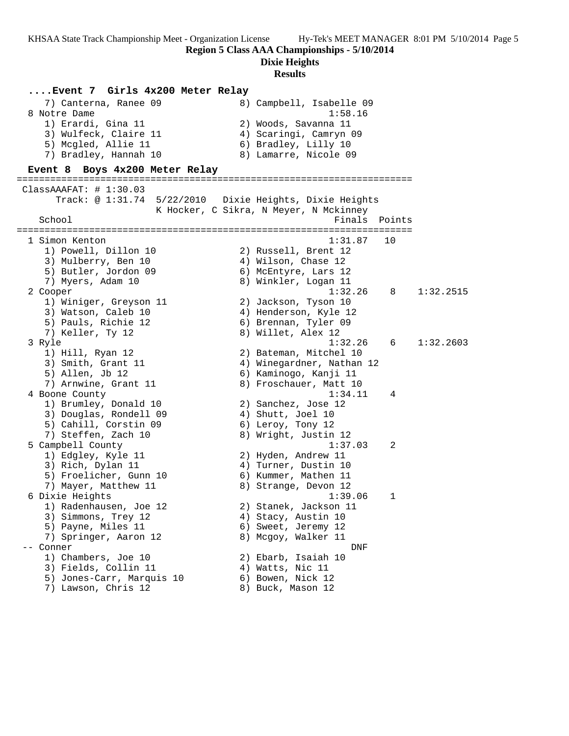## Region 5 Class AAA Championships - 5/10/2014

### Dixie Heights

### Results

**....Event 7 Girls 4x200 Meter Relay**

```
    7) Canterna, Ranee 09             8) Campbell, Isabelle 09
 8 Notre Dame                                      1:58.16
    1) Erardi, Gina 11                2) Woods, Savanna 11
    3) Wulfeck, Claire 11             4) Scaringi, Camryn 09
    5) Mcgled, Allie 11               6) Bradley, Lilly 10
    7) Bradley, Hannah 10             8) Lamarre, Nicole 09
```

**Event 8 Boys 4x200 Meter Relay**

```
=======================================================================
 ClassAAAFAT: # 1:30.03
      Track: @ 1:31.74  5/22/2010   Dixie Heights, Dixie Heights
                     K Hocker, C Sikra, N Meyer, N Mckinney
   School                                            Finals  Points
=======================================================================
  1 Simon Kenton                                     1:31.87   10
     1) Powell, Dillon 10              2) Russell, Brent 12
     3) Mulberry, Ben 10               4) Wilson, Chase 12
     5) Butler, Jordon 09              6) McEntyre, Lars 12
     7) Myers, Adam 10                 8) Winkler, Logan 11
  2 Cooper                                           1:32.26    8    1:32.2515
     1) Winiger, Greyson 11            2) Jackson, Tyson 10
     3) Watson, Caleb 10               4) Henderson, Kyle 12
     5) Pauls, Richie 12               6) Brennan, Tyler 09
     7) Keller, Ty 12                  8) Willet, Alex 12
  3 Ryle                                             1:32.26    6    1:32.2603
     1) Hill, Ryan 12                  2) Bateman, Mitchel 10
     3) Smith, Grant 11                4) Winegardner, Nathan 12
     5) Allen, Jb 12                   6) Kaminogo, Kanji 11
     7) Arnwine, Grant 11              8) Froschauer, Matt 10
  4 Boone County                                     1:34.11    4
     1) Brumley, Donald 10             2) Sanchez, Jose 12
     3) Douglas, Rondell 09            4) Shutt, Joel 10
     5) Cahill, Corstin 09             6) Leroy, Tony 12
     7) Steffen, Zach 10               8) Wright, Justin 12
  5 Campbell County                                  1:37.03    2
     1) Edgley, Kyle 11                2) Hyden, Andrew 11
     3) Rich, Dylan 11                 4) Turner, Dustin 10
     5) Froelicher, Gunn 10            6) Kummer, Mathen 11
     7) Mayer, Matthew 11              8) Strange, Devon 12
  6 Dixie Heights                                    1:39.06    1
     1) Radenhausen, Joe 12            2) Stanek, Jackson 11
     3) Simmons, Trey 12               4) Stacy, Austin 10
     5) Payne, Miles 11                6) Sweet, Jeremy 12
     7) Springer, Aaron 12             8) Mcgoy, Walker 11
 -- Conner                                               DNF
     1) Chambers, Joe 10               2) Ebarb, Isaiah 10
     3) Fields, Collin 11              4) Watts, Nic 11
     5) Jones-Carr, Marquis 10         6) Bowen, Nick 12
     7) Lawson, Chris 12               8) Buck, Mason 12
```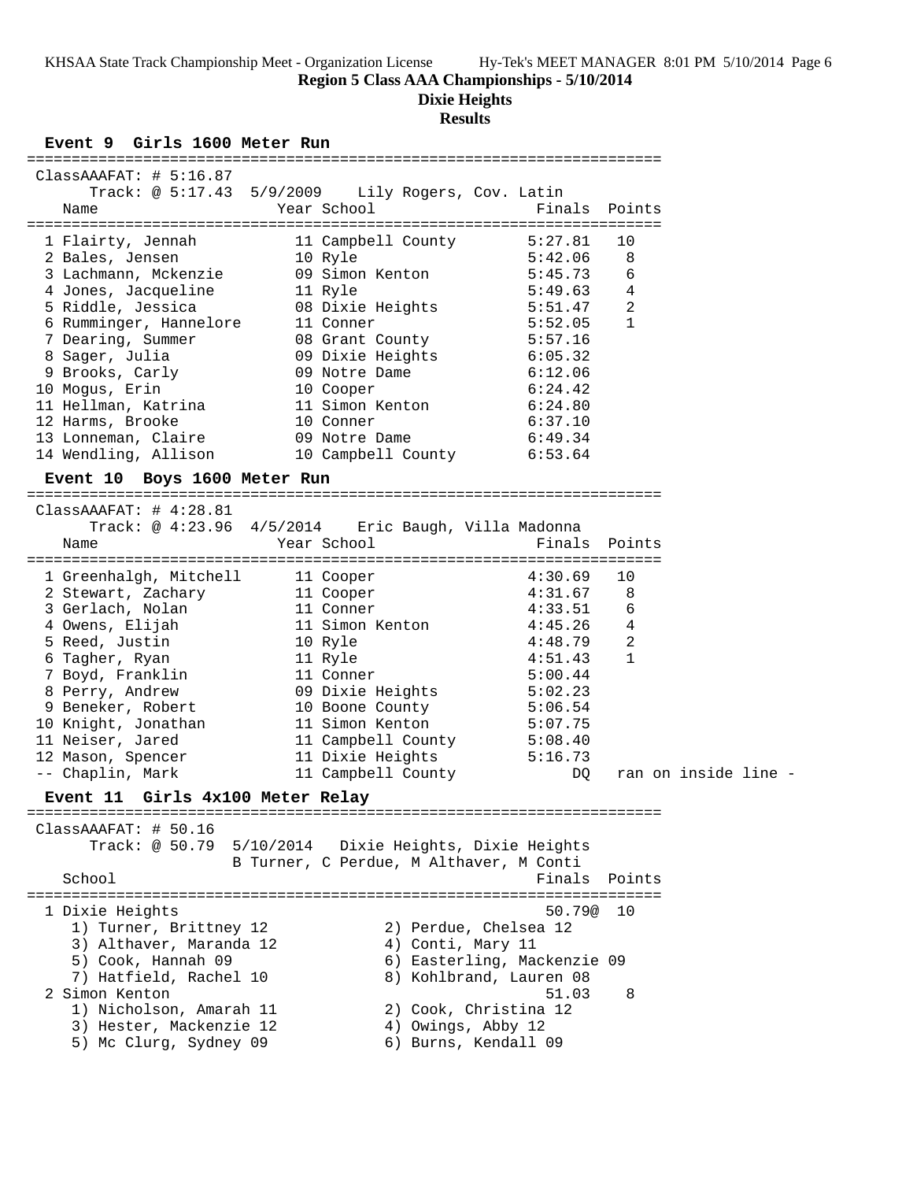**Region 5 Class AAA Championships - 5/10/2014**

**Dixie Heights**

**Results**

### Event 9 Girls 1600 Meter Run

ClassAAAFAT: # 5:16.87

Track: @ 5:17.43 5/9/2009 Lily Rogers, Cov. Latin

| Name | Year | School | Finals | Points |
|---|---|---|---|---|
| 1 Flairty, Jennah | 11 | Campbell County | 5:27.81 | 10 |
| 2 Bales, Jensen | 10 | Ryle | 5:42.06 | 8 |
| 3 Lachmann, Mckenzie | 09 | Simon Kenton | 5:45.73 | 6 |
| 4 Jones, Jacqueline | 11 | Ryle | 5:49.63 | 4 |
| 5 Riddle, Jessica | 08 | Dixie Heights | 5:51.47 | 2 |
| 6 Rumminger, Hannelore | 11 | Conner | 5:52.05 | 1 |
| 7 Dearing, Summer | 08 | Grant County | 5:57.16 | |
| 8 Sager, Julia | 09 | Dixie Heights | 6:05.32 | |
| 9 Brooks, Carly | 09 | Notre Dame | 6:12.06 | |
| 10 Mogus, Erin | 10 | Cooper | 6:24.42 | |
| 11 Hellman, Katrina | 11 | Simon Kenton | 6:24.80 | |
| 12 Harms, Brooke | 10 | Conner | 6:37.10 | |
| 13 Lonneman, Claire | 09 | Notre Dame | 6:49.34 | |
| 14 Wendling, Allison | 10 | Campbell County | 6:53.64 | |

### Event 10 Boys 1600 Meter Run

ClassAAAFAT: # 4:28.81

Track: @ 4:23.96 4/5/2014 Eric Baugh, Villa Madonna

| Name | Year | School | Finals | Points |
|---|---|---|---|---|
| 1 Greenhalgh, Mitchell | 11 | Cooper | 4:30.69 | 10 |
| 2 Stewart, Zachary | 11 | Cooper | 4:31.67 | 8 |
| 3 Gerlach, Nolan | 11 | Conner | 4:33.51 | 6 |
| 4 Owens, Elijah | 11 | Simon Kenton | 4:45.26 | 4 |
| 5 Reed, Justin | 10 | Ryle | 4:48.79 | 2 |
| 6 Tagher, Ryan | 11 | Ryle | 4:51.43 | 1 |
| 7 Boyd, Franklin | 11 | Conner | 5:00.44 | |
| 8 Perry, Andrew | 09 | Dixie Heights | 5:02.23 | |
| 9 Beneker, Robert | 10 | Boone County | 5:06.54 | |
| 10 Knight, Jonathan | 11 | Simon Kenton | 5:07.75 | |
| 11 Neiser, Jared | 11 | Campbell County | 5:08.40 | |
| 12 Mason, Spencer | 11 | Dixie Heights | 5:16.73 | |
| -- Chaplin, Mark | 11 | Campbell County | DQ | ran on inside line - |

### Event 11 Girls 4x100 Meter Relay

ClassAAAFAT: # 50.16

Track: @ 50.79 5/10/2014 Dixie Heights, Dixie Heights
B Turner, C Perdue, M Althaver, M Conti

| School | Finals | Points |
|---|---|---|
| 1 Dixie Heights | 50.79@ | 10 |
| 1) Turner, Brittney 12; 2) Perdue, Chelsea 12; 3) Althaver, Maranda 12; 4) Conti, Mary 11; 5) Cook, Hannah 09; 6) Easterling, Mackenzie 09; 7) Hatfield, Rachel 10; 8) Kohlbrand, Lauren 08 | | |
| 2 Simon Kenton | 51.03 | 8 |
| 1) Nicholson, Amarah 11; 2) Cook, Christina 12; 3) Hester, Mackenzie 12; 4) Owings, Abby 12; 5) Mc Clurg, Sydney 09; 6) Burns, Kendall 09 | | |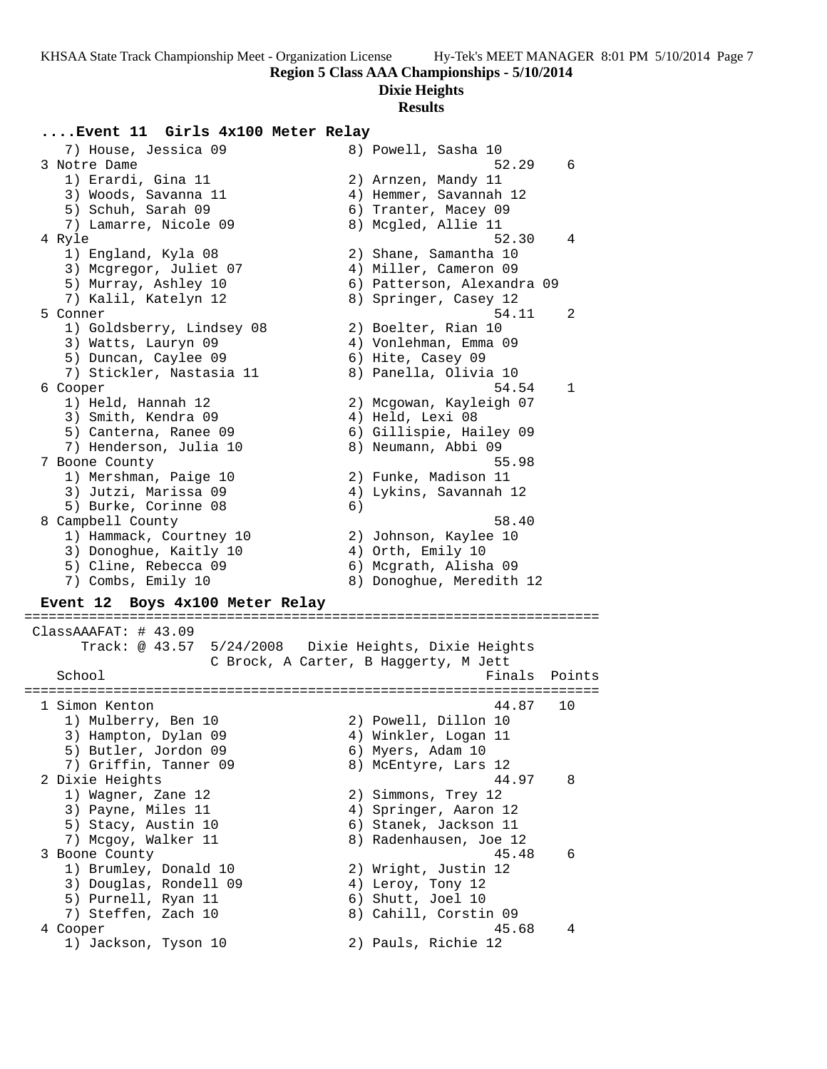**Region 5 Class AAA Championships - 5/10/2014**

**Dixie Heights**

**Results**

### ....Event 11 Girls 4x100 Meter Relay

```
   7) House, Jessica 09              8) Powell, Sasha 10
 3 Notre Dame                                      52.29    6
   1) Erardi, Gina 11                2) Arnzen, Mandy 11
   3) Woods, Savanna 11              4) Hemmer, Savannah 12
   5) Schuh, Sarah 09                6) Tranter, Macey 09
   7) Lamarre, Nicole 09             8) Mcgled, Allie 11
 4 Ryle                                            52.30    4
   1) England, Kyla 08               2) Shane, Samantha 10
   3) Mcgregor, Juliet 07            4) Miller, Cameron 09
   5) Murray, Ashley 10              6) Patterson, Alexandra 09
   7) Kalil, Katelyn 12              8) Springer, Casey 12
 5 Conner                                          54.11    2
   1) Goldsberry, Lindsey 08         2) Boelter, Rian 10
   3) Watts, Lauryn 09               4) Vonlehman, Emma 09
   5) Duncan, Caylee 09              6) Hite, Casey 09
   7) Stickler, Nastasia 11          8) Panella, Olivia 10
 6 Cooper                                          54.54    1
   1) Held, Hannah 12                2) Mcgowan, Kayleigh 07
   3) Smith, Kendra 09               4) Held, Lexi 08
   5) Canterna, Ranee 09             6) Gillispie, Hailey 09
   7) Henderson, Julia 10            8) Neumann, Abbi 09
 7 Boone County                                    55.98
   1) Mershman, Paige 10             2) Funke, Madison 11
   3) Jutzi, Marissa 09              4) Lykins, Savannah 12
   5) Burke, Corinne 08              6)
 8 Campbell County                                 58.40
   1) Hammack, Courtney 10           2) Johnson, Kaylee 10
   3) Donoghue, Kaitly 10            4) Orth, Emily 10
   5) Cline, Rebecca 09              6) Mcgrath, Alisha 09
   7) Combs, Emily 10                8) Donoghue, Meredith 12
```

### Event 12 Boys 4x100 Meter Relay

```
===================================================================
 ClassAAAFAT: # 43.09
      Track: @ 43.57  5/24/2008   Dixie Heights, Dixie Heights
                  C Brock, A Carter, B Haggerty, M Jett
    School                                        Finals  Points
===================================================================
 1 Simon Kenton                                    44.87   10
   1) Mulberry, Ben 10               2) Powell, Dillon 10
   3) Hampton, Dylan 09              4) Winkler, Logan 11
   5) Butler, Jordon 09              6) Myers, Adam 10
   7) Griffin, Tanner 09             8) McEntyre, Lars 12
 2 Dixie Heights                                   44.97    8
   1) Wagner, Zane 12                2) Simmons, Trey 12
   3) Payne, Miles 11                4) Springer, Aaron 12
   5) Stacy, Austin 10               6) Stanek, Jackson 11
   7) Mcgoy, Walker 11               8) Radenhausen, Joe 12
 3 Boone County                                    45.48    6
   1) Brumley, Donald 10             2) Wright, Justin 12
   3) Douglas, Rondell 09            4) Leroy, Tony 12
   5) Purnell, Ryan 11               6) Shutt, Joel 10
   7) Steffen, Zach 10               8) Cahill, Corstin 09
 4 Cooper                                          45.68    4
   1) Jackson, Tyson 10              2) Pauls, Richie 12
```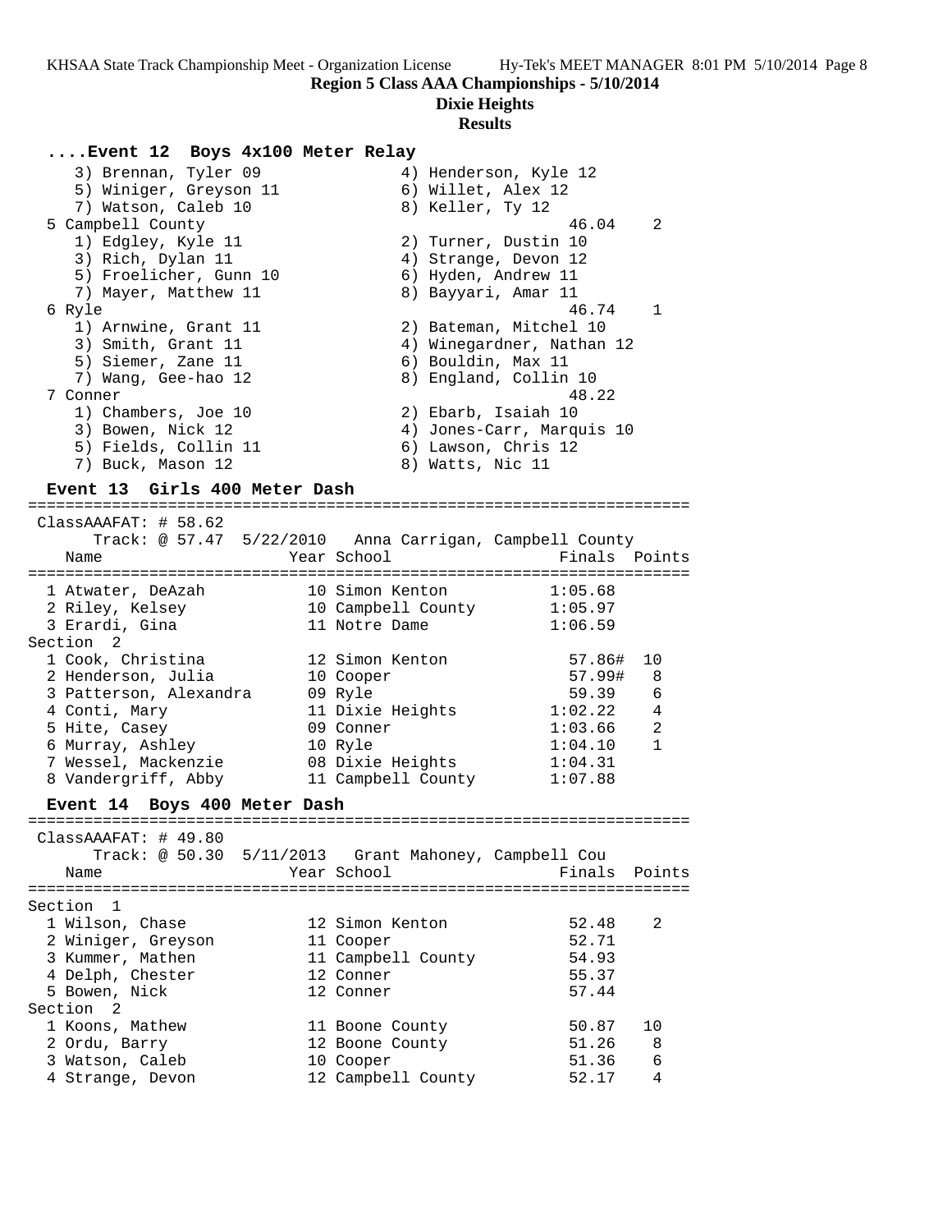**Region 5 Class AAA Championships - 5/10/2014**

**Dixie Heights**

**Results**

### ....Event 12 Boys 4x100 Meter Relay

```
    3) Brennan, Tyler 09              4) Henderson, Kyle 12
    5) Winiger, Greyson 11            6) Willet, Alex 12
    7) Watson, Caleb 10               8) Keller, Ty 12
  5 Campbell County                                  46.04    2
    1) Edgley, Kyle 11                2) Turner, Dustin 10
    3) Rich, Dylan 11                 4) Strange, Devon 12
    5) Froelicher, Gunn 10            6) Hyden, Andrew 11
    7) Mayer, Matthew 11              8) Bayyari, Amar 11
  6 Ryle                                             46.74    1
    1) Arnwine, Grant 11              2) Bateman, Mitchel 10
    3) Smith, Grant 11                4) Winegardner, Nathan 12
    5) Siemer, Zane 11                6) Bouldin, Max 11
    7) Wang, Gee-hao 12               8) England, Collin 10
  7 Conner                                           48.22
    1) Chambers, Joe 10               2) Ebarb, Isaiah 10
    3) Bowen, Nick 12                 4) Jones-Carr, Marquis 10
    5) Fields, Collin 11              6) Lawson, Chris 12
    7) Buck, Mason 12                 8) Watts, Nic 11
```

### Event 13 Girls 400 Meter Dash

```
=======================================================================
 ClassAAAFAT: # 58.62
      Track: @ 57.47  5/22/2010   Anna Carrigan, Campbell County
    Name                    Year School                  Finals  Points
=======================================================================
  1 Atwater, DeAzah         10 Simon Kenton            1:05.68
  2 Riley, Kelsey           10 Campbell County         1:05.97
  3 Erardi, Gina            11 Notre Dame              1:06.59
Section  2
  1 Cook, Christina         12 Simon Kenton              57.86#  10
  2 Henderson, Julia        10 Cooper                    57.99#   8
  3 Patterson, Alexandra    09 Ryle                      59.39    6
  4 Conti, Mary             11 Dixie Heights           1:02.22    4
  5 Hite, Casey             09 Conner                  1:03.66    2
  6 Murray, Ashley          10 Ryle                    1:04.10    1
  7 Wessel, Mackenzie       08 Dixie Heights           1:04.31
  8 Vandergriff, Abby       11 Campbell County         1:07.88
```

### Event 14 Boys 400 Meter Dash

```
=======================================================================
 ClassAAAFAT: # 49.80
      Track: @ 50.30  5/11/2013   Grant Mahoney, Campbell Cou
    Name                    Year School                  Finals  Points
=======================================================================
Section  1
  1 Wilson, Chase           12 Simon Kenton              52.48    2
  2 Winiger, Greyson        11 Cooper                    52.71
  3 Kummer, Mathen          11 Campbell County           54.93
  4 Delph, Chester          12 Conner                    55.37
  5 Bowen, Nick             12 Conner                    57.44
Section  2
  1 Koons, Mathew           11 Boone County              50.87   10
  2 Ordu, Barry             12 Boone County              51.26    8
  3 Watson, Caleb           10 Cooper                    51.36    6
  4 Strange, Devon          12 Campbell County           52.17    4
```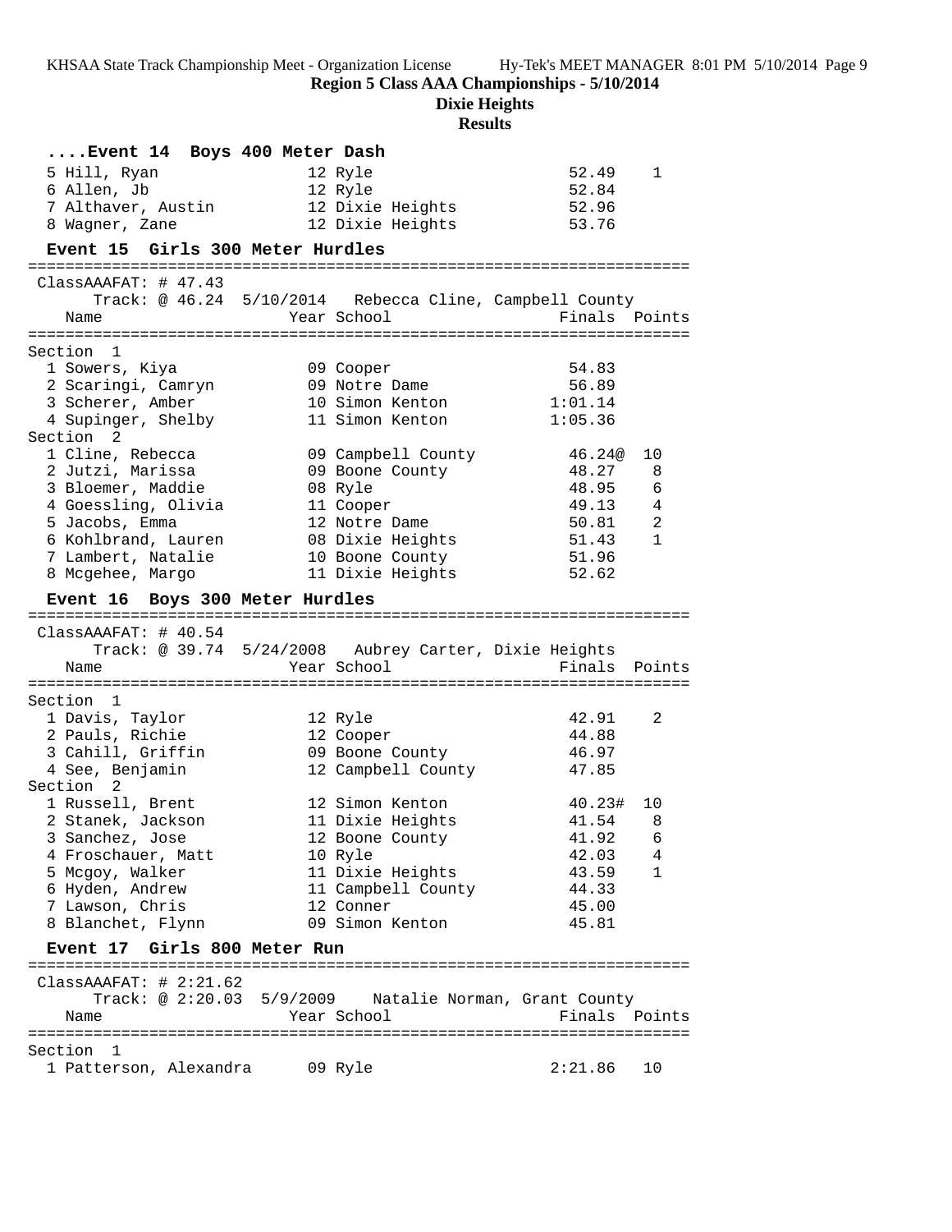**Region 5 Class AAA Championships - 5/10/2014**

**Dixie Heights**

**Results**

### ....Event 14 Boys 400 Meter Dash

| Place | Name | Year | School | Finals | Points |
|---|---|---|---|---|---|
| 5 | Hill, Ryan | 12 | Ryle | 52.49 | 1 |
| 6 | Allen, Jb | 12 | Ryle | 52.84 | |
| 7 | Althaver, Austin | 12 | Dixie Heights | 52.96 | |
| 8 | Wagner, Zane | 12 | Dixie Heights | 53.76 | |

### Event 15 Girls 300 Meter Hurdles

ClassAAAFAT: # 47.43
Track: @ 46.24 5/10/2014 Rebecca Cline, Campbell County

| Place | Name | Year | School | Finals | Points |
|---|---|---|---|---|---|
| **Section 1** | | | | | |
| 1 | Sowers, Kiya | 09 | Cooper | 54.83 | |
| 2 | Scaringi, Camryn | 09 | Notre Dame | 56.89 | |
| 3 | Scherer, Amber | 10 | Simon Kenton | 1:01.14 | |
| 4 | Supinger, Shelby | 11 | Simon Kenton | 1:05.36 | |
| **Section 2** | | | | | |
| 1 | Cline, Rebecca | 09 | Campbell County | 46.24@ | 10 |
| 2 | Jutzi, Marissa | 09 | Boone County | 48.27 | 8 |
| 3 | Bloemer, Maddie | 08 | Ryle | 48.95 | 6 |
| 4 | Goessling, Olivia | 11 | Cooper | 49.13 | 4 |
| 5 | Jacobs, Emma | 12 | Notre Dame | 50.81 | 2 |
| 6 | Kohlbrand, Lauren | 08 | Dixie Heights | 51.43 | 1 |
| 7 | Lambert, Natalie | 10 | Boone County | 51.96 | |
| 8 | Mcgehee, Margo | 11 | Dixie Heights | 52.62 | |

### Event 16 Boys 300 Meter Hurdles

ClassAAAFAT: # 40.54
Track: @ 39.74 5/24/2008 Aubrey Carter, Dixie Heights

| Place | Name | Year | School | Finals | Points |
|---|---|---|---|---|---|
| **Section 1** | | | | | |
| 1 | Davis, Taylor | 12 | Ryle | 42.91 | 2 |
| 2 | Pauls, Richie | 12 | Cooper | 44.88 | |
| 3 | Cahill, Griffin | 09 | Boone County | 46.97 | |
| 4 | See, Benjamin | 12 | Campbell County | 47.85 | |
| **Section 2** | | | | | |
| 1 | Russell, Brent | 12 | Simon Kenton | 40.23# | 10 |
| 2 | Stanek, Jackson | 11 | Dixie Heights | 41.54 | 8 |
| 3 | Sanchez, Jose | 12 | Boone County | 41.92 | 6 |
| 4 | Froschauer, Matt | 10 | Ryle | 42.03 | 4 |
| 5 | Mcgoy, Walker | 11 | Dixie Heights | 43.59 | 1 |
| 6 | Hyden, Andrew | 11 | Campbell County | 44.33 | |
| 7 | Lawson, Chris | 12 | Conner | 45.00 | |
| 8 | Blanchet, Flynn | 09 | Simon Kenton | 45.81 | |

### Event 17 Girls 800 Meter Run

ClassAAAFAT: # 2:21.62
Track: @ 2:20.03 5/9/2009 Natalie Norman, Grant County

| Place | Name | Year | School | Finals | Points |
|---|---|---|---|---|---|
| **Section 1** | | | | | |
| 1 | Patterson, Alexandra | 09 | Ryle | 2:21.86 | 10 |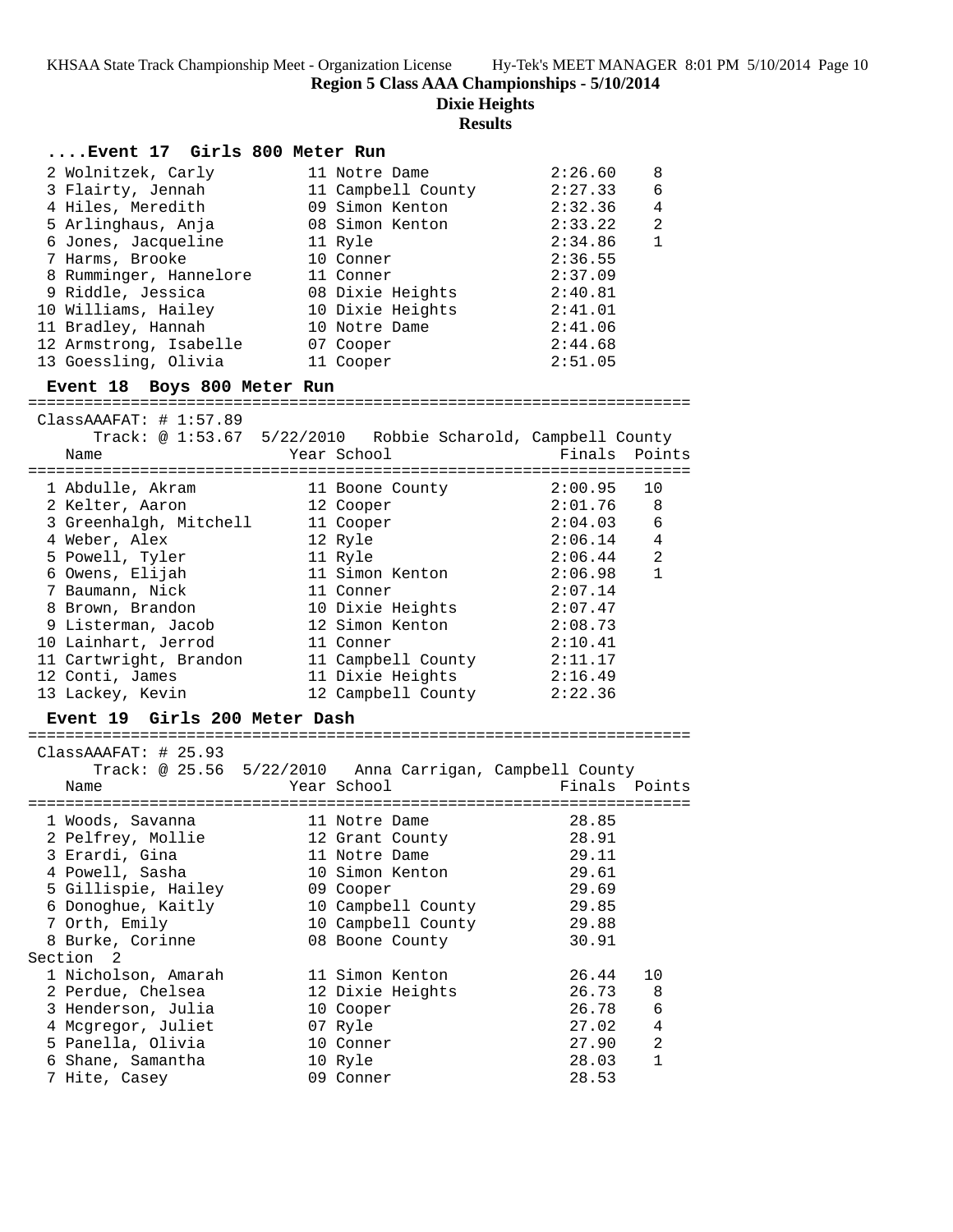## Region 5 Class AAA Championships - 5/10/2014

**Dixie Heights**

**Results**

### ....Event 17 Girls 800 Meter Run

| Place | Name | Year | School | Finals | Points |
|---|---|---|---|---|---|
| 2 | Wolnitzek, Carly | 11 | Notre Dame | 2:26.60 | 8 |
| 3 | Flairty, Jennah | 11 | Campbell County | 2:27.33 | 6 |
| 4 | Hiles, Meredith | 09 | Simon Kenton | 2:32.36 | 4 |
| 5 | Arlinghaus, Anja | 08 | Simon Kenton | 2:33.22 | 2 |
| 6 | Jones, Jacqueline | 11 | Ryle | 2:34.86 | 1 |
| 7 | Harms, Brooke | 10 | Conner | 2:36.55 | |
| 8 | Rumminger, Hannelore | 11 | Conner | 2:37.09 | |
| 9 | Riddle, Jessica | 08 | Dixie Heights | 2:40.81 | |
| 10 | Williams, Hailey | 10 | Dixie Heights | 2:41.01 | |
| 11 | Bradley, Hannah | 10 | Notre Dame | 2:41.06 | |
| 12 | Armstrong, Isabelle | 07 | Cooper | 2:44.68 | |
| 13 | Goessling, Olivia | 11 | Cooper | 2:51.05 | |

### Event 18 Boys 800 Meter Run

ClassAAAFAT: # 1:57.89

Track: @ 1:53.67 5/22/2010 Robbie Scharold, Campbell County

| Place | Name | Year | School | Finals | Points |
|---|---|---|---|---|---|
| 1 | Abdulle, Akram | 11 | Boone County | 2:00.95 | 10 |
| 2 | Kelter, Aaron | 12 | Cooper | 2:01.76 | 8 |
| 3 | Greenhalgh, Mitchell | 11 | Cooper | 2:04.03 | 6 |
| 4 | Weber, Alex | 12 | Ryle | 2:06.14 | 4 |
| 5 | Powell, Tyler | 11 | Ryle | 2:06.44 | 2 |
| 6 | Owens, Elijah | 11 | Simon Kenton | 2:06.98 | 1 |
| 7 | Baumann, Nick | 11 | Conner | 2:07.14 | |
| 8 | Brown, Brandon | 10 | Dixie Heights | 2:07.47 | |
| 9 | Listerman, Jacob | 12 | Simon Kenton | 2:08.73 | |
| 10 | Lainhart, Jerrod | 11 | Conner | 2:10.41 | |
| 11 | Cartwright, Brandon | 11 | Campbell County | 2:11.17 | |
| 12 | Conti, James | 11 | Dixie Heights | 2:16.49 | |
| 13 | Lackey, Kevin | 12 | Campbell County | 2:22.36 | |

### Event 19 Girls 200 Meter Dash

ClassAAAFAT: # 25.93

Track: @ 25.56 5/22/2010 Anna Carrigan, Campbell County

| Place | Name | Year | School | Finals | Points |
|---|---|---|---|---|---|
| 1 | Woods, Savanna | 11 | Notre Dame | 28.85 | |
| 2 | Pelfrey, Mollie | 12 | Grant County | 28.91 | |
| 3 | Erardi, Gina | 11 | Notre Dame | 29.11 | |
| 4 | Powell, Sasha | 10 | Simon Kenton | 29.61 | |
| 5 | Gillispie, Hailey | 09 | Cooper | 29.69 | |
| 6 | Donoghue, Kaitly | 10 | Campbell County | 29.85 | |
| 7 | Orth, Emily | 10 | Campbell County | 29.88 | |
| 8 | Burke, Corinne | 08 | Boone County | 30.91 | |
| **Section 2** | | | | | |
| 1 | Nicholson, Amarah | 11 | Simon Kenton | 26.44 | 10 |
| 2 | Perdue, Chelsea | 12 | Dixie Heights | 26.73 | 8 |
| 3 | Henderson, Julia | 10 | Cooper | 26.78 | 6 |
| 4 | Mcgregor, Juliet | 07 | Ryle | 27.02 | 4 |
| 5 | Panella, Olivia | 10 | Conner | 27.90 | 2 |
| 6 | Shane, Samantha | 10 | Ryle | 28.03 | 1 |
| 7 | Hite, Casey | 09 | Conner | 28.53 | |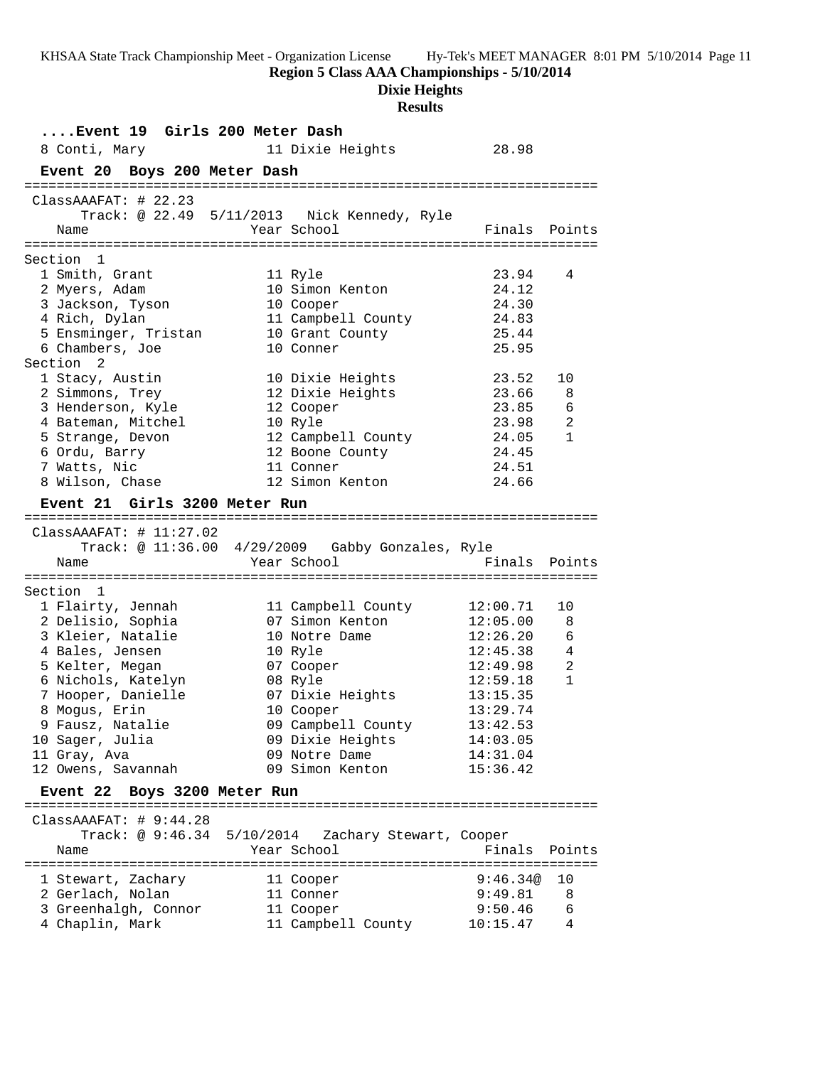**Region 5 Class AAA Championships - 5/10/2014**

**Dixie Heights**

**Results**

### ....Event 19 Girls 200 Meter Dash

| Place | Name | Year | School | Finals | Points |
|---|---|---|---|---|---|
| 8 | Conti, Mary | 11 | Dixie Heights | 28.98 | |

### Event 20 Boys 200 Meter Dash

ClassAAAFAT: # 22.23
Track: @ 22.49 5/11/2013 Nick Kennedy, Ryle

| Place | Name | Year | School | Finals | Points |
|---|---|---|---|---|---|
| **Section 1** | | | | | |
| 1 | Smith, Grant | 11 | Ryle | 23.94 | 4 |
| 2 | Myers, Adam | 10 | Simon Kenton | 24.12 | |
| 3 | Jackson, Tyson | 10 | Cooper | 24.30 | |
| 4 | Rich, Dylan | 11 | Campbell County | 24.83 | |
| 5 | Ensminger, Tristan | 10 | Grant County | 25.44 | |
| 6 | Chambers, Joe | 10 | Conner | 25.95 | |
| **Section 2** | | | | | |
| 1 | Stacy, Austin | 10 | Dixie Heights | 23.52 | 10 |
| 2 | Simmons, Trey | 12 | Dixie Heights | 23.66 | 8 |
| 3 | Henderson, Kyle | 12 | Cooper | 23.85 | 6 |
| 4 | Bateman, Mitchel | 10 | Ryle | 23.98 | 2 |
| 5 | Strange, Devon | 12 | Campbell County | 24.05 | 1 |
| 6 | Ordu, Barry | 12 | Boone County | 24.45 | |
| 7 | Watts, Nic | 11 | Conner | 24.51 | |
| 8 | Wilson, Chase | 12 | Simon Kenton | 24.66 | |

### Event 21 Girls 3200 Meter Run

ClassAAAFAT: # 11:27.02
Track: @ 11:36.00 4/29/2009 Gabby Gonzales, Ryle

| Place | Name | Year | School | Finals | Points |
|---|---|---|---|---|---|
| **Section 1** | | | | | |
| 1 | Flairty, Jennah | 11 | Campbell County | 12:00.71 | 10 |
| 2 | Delisio, Sophia | 07 | Simon Kenton | 12:05.00 | 8 |
| 3 | Kleier, Natalie | 10 | Notre Dame | 12:26.20 | 6 |
| 4 | Bales, Jensen | 10 | Ryle | 12:45.38 | 4 |
| 5 | Kelter, Megan | 07 | Cooper | 12:49.98 | 2 |
| 6 | Nichols, Katelyn | 08 | Ryle | 12:59.18 | 1 |
| 7 | Hooper, Danielle | 07 | Dixie Heights | 13:15.35 | |
| 8 | Mogus, Erin | 10 | Cooper | 13:29.74 | |
| 9 | Fausz, Natalie | 09 | Campbell County | 13:42.53 | |
| 10 | Sager, Julia | 09 | Dixie Heights | 14:03.05 | |
| 11 | Gray, Ava | 09 | Notre Dame | 14:31.04 | |
| 12 | Owens, Savannah | 09 | Simon Kenton | 15:36.42 | |

### Event 22 Boys 3200 Meter Run

ClassAAAFAT: # 9:44.28
Track: @ 9:46.34 5/10/2014 Zachary Stewart, Cooper

| Place | Name | Year | School | Finals | Points |
|---|---|---|---|---|---|
| 1 | Stewart, Zachary | 11 | Cooper | 9:46.34@ | 10 |
| 2 | Gerlach, Nolan | 11 | Conner | 9:49.81 | 8 |
| 3 | Greenhalgh, Connor | 11 | Cooper | 9:50.46 | 6 |
| 4 | Chaplin, Mark | 11 | Campbell County | 10:15.47 | 4 |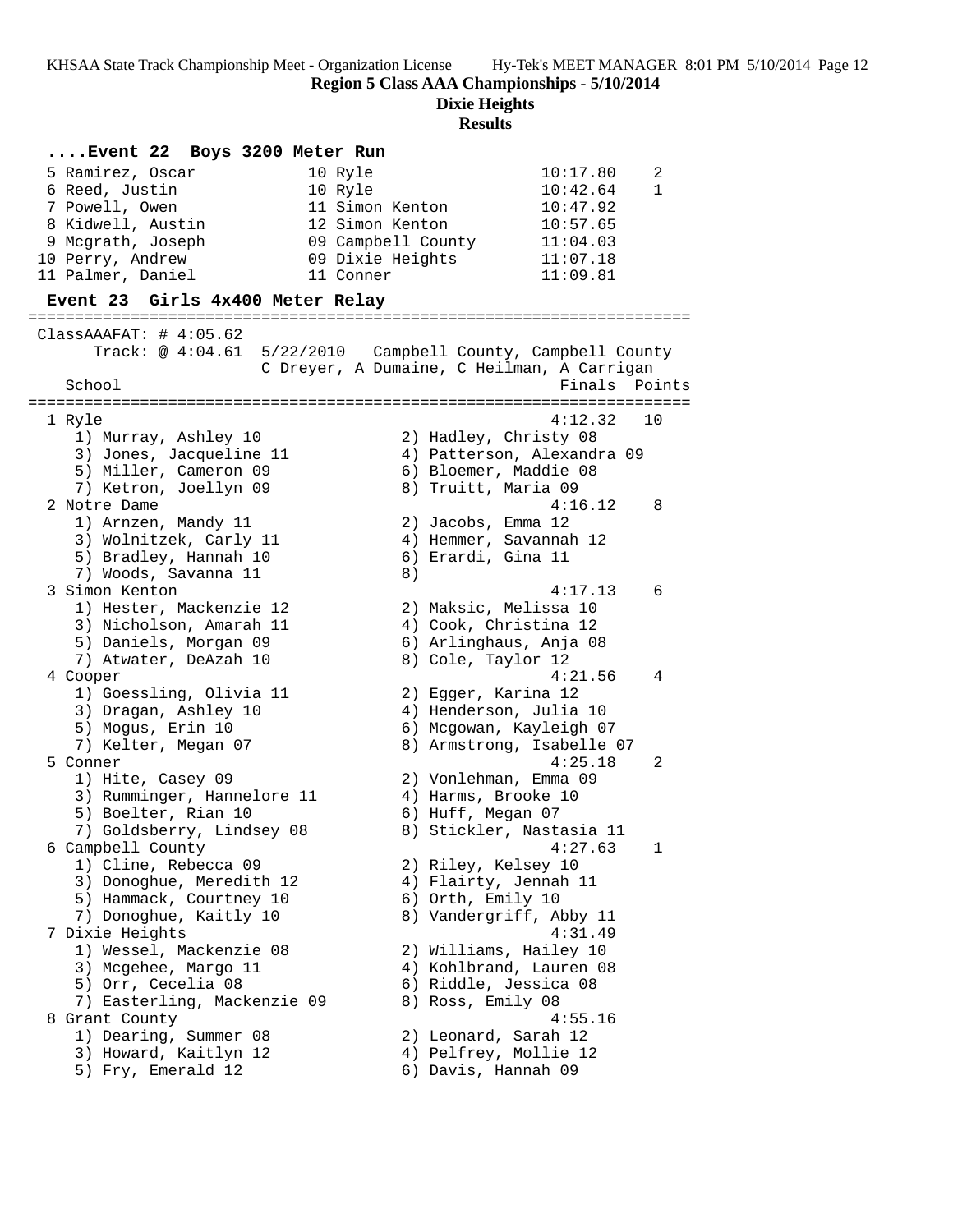**Region 5 Class AAA Championships - 5/10/2014**

**Dixie Heights**

**Results**

### ....Event 22 Boys 3200 Meter Run

| Place | Name | Year | School | Finals | Points |
|---|---|---|---|---|---|
| 5 | Ramirez, Oscar | 10 | Ryle | 10:17.80 | 2 |
| 6 | Reed, Justin | 10 | Ryle | 10:42.64 | 1 |
| 7 | Powell, Owen | 11 | Simon Kenton | 10:47.92 | |
| 8 | Kidwell, Austin | 12 | Simon Kenton | 10:57.65 | |
| 9 | Mcgrath, Joseph | 09 | Campbell County | 11:04.03 | |
| 10 | Perry, Andrew | 09 | Dixie Heights | 11:07.18 | |
| 11 | Palmer, Daniel | 11 | Conner | 11:09.81 | |

### Event 23 Girls 4x400 Meter Relay

ClassAAAFAT: # 4:05.62
Track: @ 4:04.61 5/22/2010 Campbell County, Campbell County
C Dreyer, A Dumaine, C Heilman, A Carrigan

| Place | School | Finals | Points |
|---|---|---|---|
| 1 | Ryle | 4:12.32 | 10 |
| 2 | Notre Dame | 4:16.12 | 8 |
| 3 | Simon Kenton | 4:17.13 | 6 |
| 4 | Cooper | 4:21.56 | 4 |
| 5 | Conner | 4:25.18 | 2 |
| 6 | Campbell County | 4:27.63 | 1 |
| 7 | Dixie Heights | 4:31.49 | |
| 8 | Grant County | 4:55.16 | |

1 Ryle — 4:12.32 — 10
1) Murray, Ashley 10; 2) Hadley, Christy 08; 3) Jones, Jacqueline 11; 4) Patterson, Alexandra 09; 5) Miller, Cameron 09; 6) Bloemer, Maddie 08; 7) Ketron, Joellyn 09; 8) Truitt, Maria 09

2 Notre Dame — 4:16.12 — 8
1) Arnzen, Mandy 11; 2) Jacobs, Emma 12; 3) Wolnitzek, Carly 11; 4) Hemmer, Savannah 12; 5) Bradley, Hannah 10; 6) Erardi, Gina 11; 7) Woods, Savanna 11; 8)

3 Simon Kenton — 4:17.13 — 6
1) Hester, Mackenzie 12; 2) Maksic, Melissa 10; 3) Nicholson, Amarah 11; 4) Cook, Christina 12; 5) Daniels, Morgan 09; 6) Arlinghaus, Anja 08; 7) Atwater, DeAzah 10; 8) Cole, Taylor 12

4 Cooper — 4:21.56 — 4
1) Goessling, Olivia 11; 2) Egger, Karina 12; 3) Dragan, Ashley 10; 4) Henderson, Julia 10; 5) Mogus, Erin 10; 6) Mcgowan, Kayleigh 07; 7) Kelter, Megan 07; 8) Armstrong, Isabelle 07

5 Conner — 4:25.18 — 2
1) Hite, Casey 09; 2) Vonlehman, Emma 09; 3) Rumminger, Hannelore 11; 4) Harms, Brooke 10; 5) Boelter, Rian 10; 6) Huff, Megan 07; 7) Goldsberry, Lindsey 08; 8) Stickler, Nastasia 11

6 Campbell County — 4:27.63 — 1
1) Cline, Rebecca 09; 2) Riley, Kelsey 10; 3) Donoghue, Meredith 12; 4) Flairty, Jennah 11; 5) Hammack, Courtney 10; 6) Orth, Emily 10; 7) Donoghue, Kaitly 10; 8) Vandergriff, Abby 11

7 Dixie Heights — 4:31.49
1) Wessel, Mackenzie 08; 2) Williams, Hailey 10; 3) Mcgehee, Margo 11; 4) Kohlbrand, Lauren 08; 5) Orr, Cecelia 08; 6) Riddle, Jessica 08; 7) Easterling, Mackenzie 09; 8) Ross, Emily 08

8 Grant County — 4:55.16
1) Dearing, Summer 08; 2) Leonard, Sarah 12; 3) Howard, Kaitlyn 12; 4) Pelfrey, Mollie 12; 5) Fry, Emerald 12; 6) Davis, Hannah 09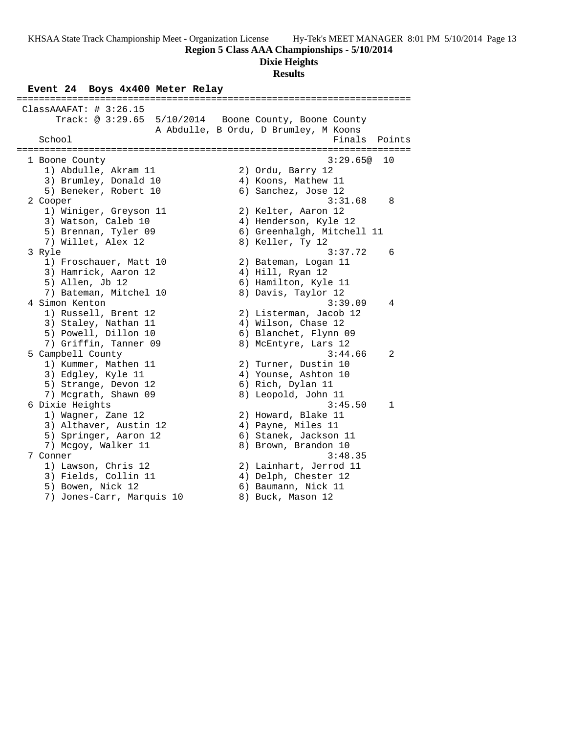**Region 5 Class AAA Championships - 5/10/2014**

**Dixie Heights**

**Results**

### Event 24 Boys 4x400 Meter Relay

```
=======================================================================
 ClassAAAFAT: # 3:26.15
      Track: @ 3:29.65  5/10/2014   Boone County, Boone County
                        A Abdulle, B Ordu, D Brumley, M Koons
    School                                               Finals  Points
=======================================================================
  1 Boone County                                       3:29.65@  10
     1) Abdulle, Akram 11               2) Ordu, Barry 12
     3) Brumley, Donald 10              4) Koons, Mathew 11
     5) Beneker, Robert 10              6) Sanchez, Jose 12
  2 Cooper                                             3:31.68    8
     1) Winiger, Greyson 11             2) Kelter, Aaron 12
     3) Watson, Caleb 10                4) Henderson, Kyle 12
     5) Brennan, Tyler 09               6) Greenhalgh, Mitchell 11
     7) Willet, Alex 12                 8) Keller, Ty 12
  3 Ryle                                               3:37.72    6
     1) Froschauer, Matt 10             2) Bateman, Logan 11
     3) Hamrick, Aaron 12               4) Hill, Ryan 12
     5) Allen, Jb 12                    6) Hamilton, Kyle 11
     7) Bateman, Mitchel 10             8) Davis, Taylor 12
  4 Simon Kenton                                       3:39.09    4
     1) Russell, Brent 12               2) Listerman, Jacob 12
     3) Staley, Nathan 11               4) Wilson, Chase 12
     5) Powell, Dillon 10               6) Blanchet, Flynn 09
     7) Griffin, Tanner 09              8) McEntyre, Lars 12
  5 Campbell County                                    3:44.66    2
     1) Kummer, Mathen 11               2) Turner, Dustin 10
     3) Edgley, Kyle 11                 4) Younse, Ashton 10
     5) Strange, Devon 12               6) Rich, Dylan 11
     7) Mcgrath, Shawn 09               8) Leopold, John 11
  6 Dixie Heights                                      3:45.50    1
     1) Wagner, Zane 12                 2) Howard, Blake 11
     3) Althaver, Austin 12             4) Payne, Miles 11
     5) Springer, Aaron 12              6) Stanek, Jackson 11
     7) Mcgoy, Walker 11                8) Brown, Brandon 10
  7 Conner                                             3:48.35
     1) Lawson, Chris 12                2) Lainhart, Jerrod 11
     3) Fields, Collin 11               4) Delph, Chester 12
     5) Bowen, Nick 12                  6) Baumann, Nick 11
     7) Jones-Carr, Marquis 10          8) Buck, Mason 12
```